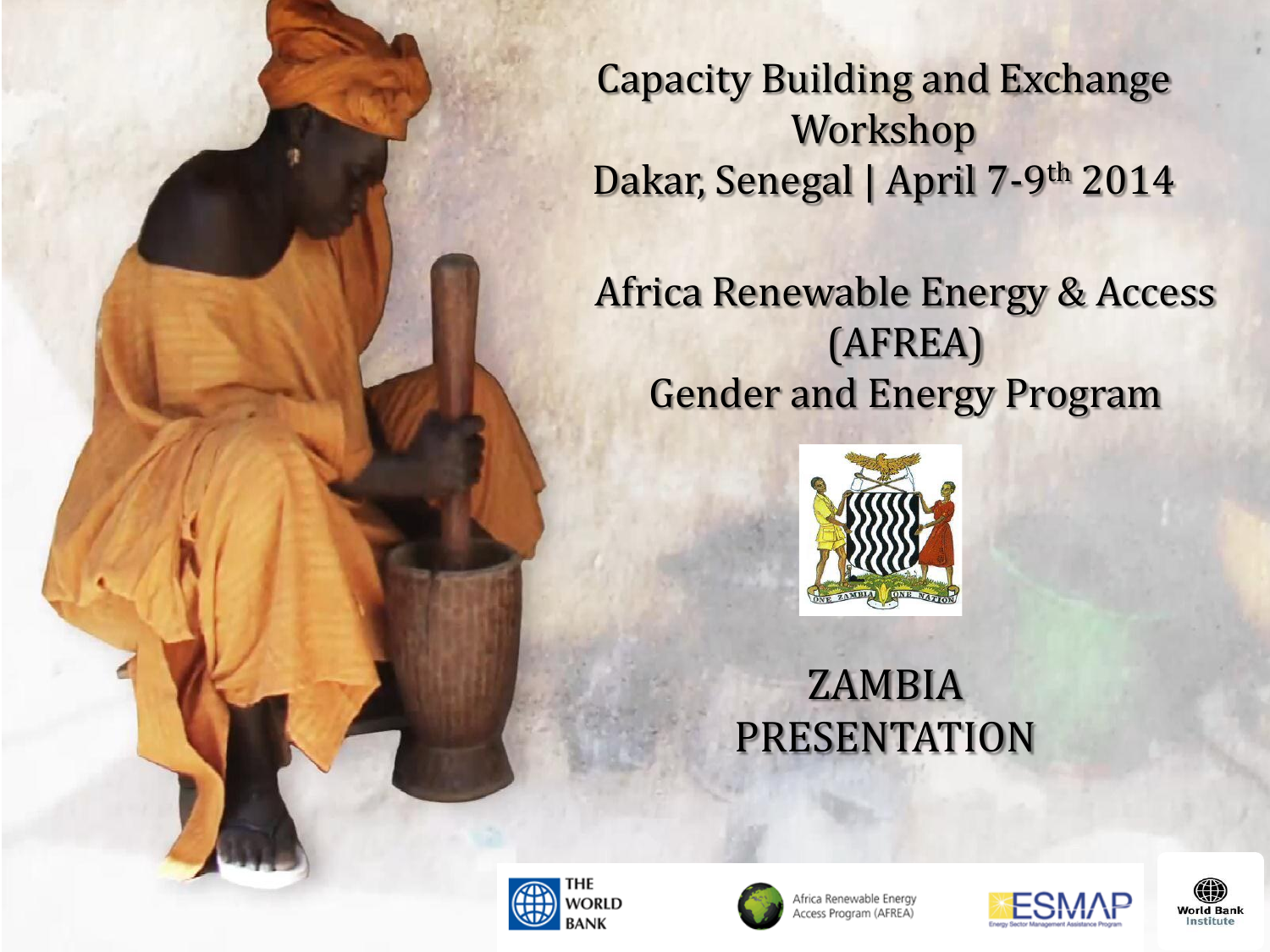# Capacity Building and Exchange Workshop

Dakar, Senegal | April 7-9th 2014

## Africa Renewable Energy & Access (AFREA) Gender and Energy Program

## ZAMBIA PRESENTATION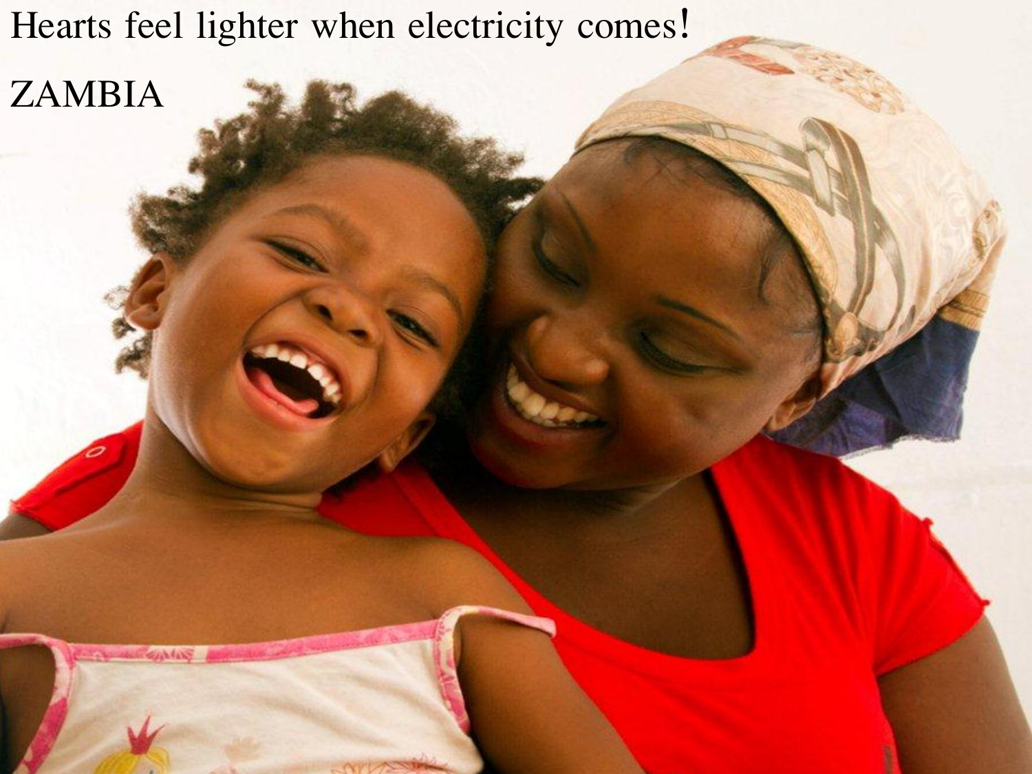Hearts feel lighter when electricity comes!

ZAMBIA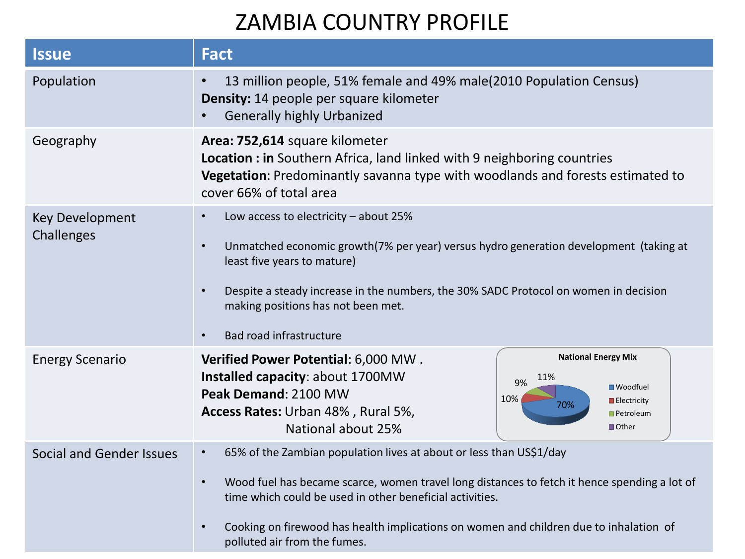# ZAMBIA COUNTRY PROFILE

| Issue | Fact |
| --- | --- |
| Population | • 13 million people, 51% female and 49% male(2010 Population Census)<br>**Density:** 14 people per square kilometer<br>• Generally highly Urbanized |
| Geography | **Area: 752,614** square kilometer<br>**Location : in** Southern Africa, land linked with 9 neighboring countries<br>**Vegetation**: Predominantly savanna type with woodlands and forests estimated to cover 66% of total area |
| Key Development Challenges | • Low access to electricity – about 25%<br>• Unmatched economic growth(7% per year) versus hydro generation development (taking at least five years to mature)<br>• Despite a steady increase in the numbers, the 30% SADC Protocol on women in decision making positions has not been met.<br>• Bad road infrastructure |
| Energy Scenario | **Verified Power Potential**: 6,000 MW .<br>**Installed capacity**: about 1700MW<br>**Peak Demand**: 2100 MW<br>**Access Rates:** Urban 48% , Rural 5%, National about 25%<br><br>**National Energy Mix:** Woodfuel 70%, Electricity 10%, Petroleum 9%, Other 11% |
| Social and Gender Issues | • 65% of the Zambian population lives at about or less than US$1/day<br>• Wood fuel has became scarce, women travel long distances to fetch it hence spending a lot of time which could be used in other beneficial activities.<br>• Cooking on firewood has health implications on women and children due to inhalation of polluted air from the fumes. |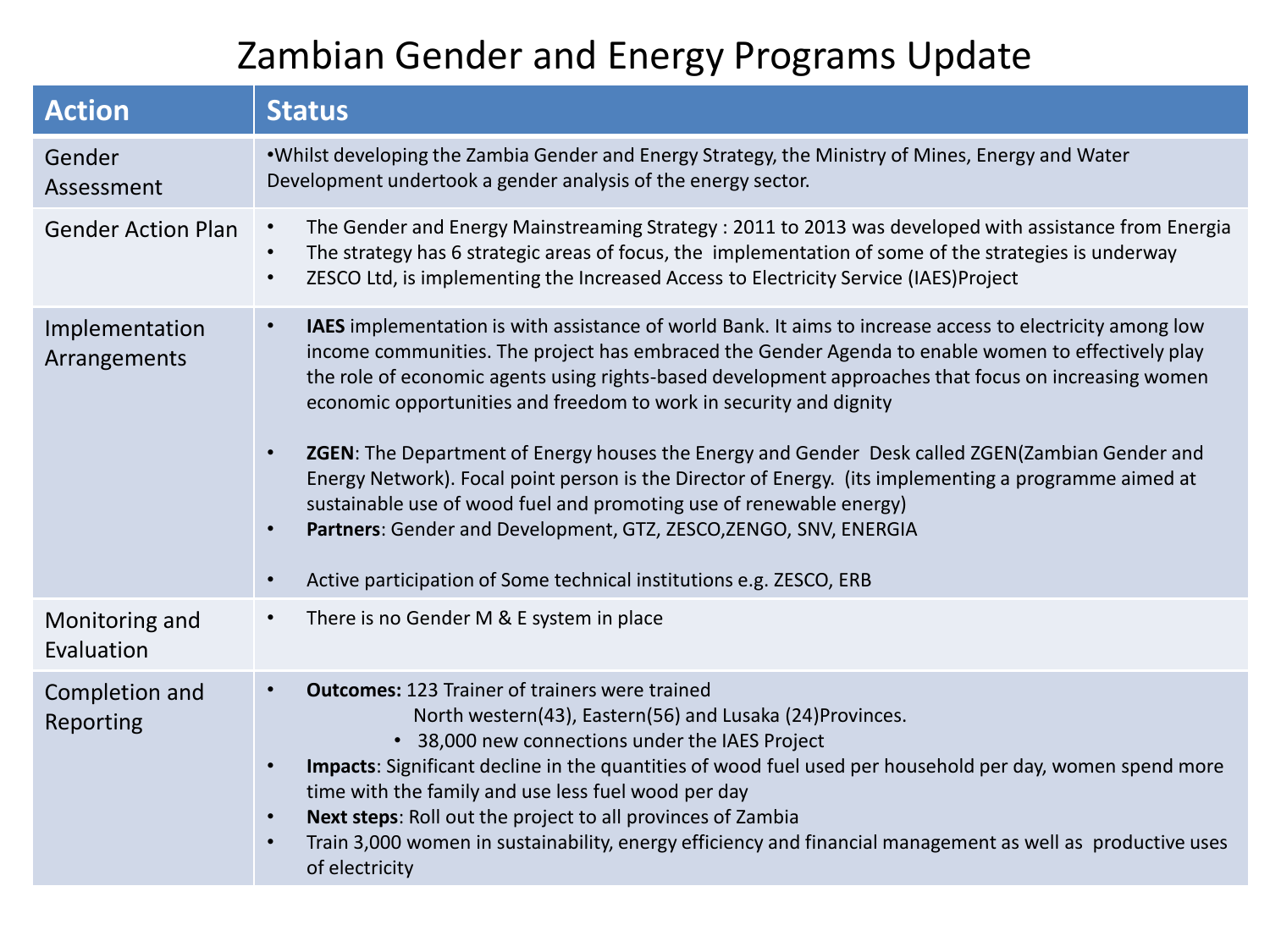# Zambian Gender and Energy Programs Update

| Action | Status |
| --- | --- |
| Gender Assessment | •Whilst developing the Zambia Gender and Energy Strategy, the Ministry of Mines, Energy and Water Development undertook a gender analysis of the energy sector. |
| Gender Action Plan | • The Gender and Energy Mainstreaming Strategy : 2011 to 2013 was developed with assistance from Energia<br>• The strategy has 6 strategic areas of focus, the implementation of some of the strategies is underway<br>• ZESCO Ltd, is implementing the Increased Access to Electricity Service (IAES)Project |
| Implementation Arrangements | • **IAES** implementation is with assistance of world Bank. It aims to increase access to electricity among low income communities. The project has embraced the Gender Agenda to enable women to effectively play the role of economic agents using rights-based development approaches that focus on increasing women economic opportunities and freedom to work in security and dignity<br>• **ZGEN**: The Department of Energy houses the Energy and Gender Desk called ZGEN(Zambian Gender and Energy Network). Focal point person is the Director of Energy. (its implementing a programme aimed at sustainable use of wood fuel and promoting use of renewable energy)<br>• **Partners**: Gender and Development, GTZ, ZESCO,ZENGO, SNV, ENERGIA<br>• Active participation of Some technical institutions e.g. ZESCO, ERB |
| Monitoring and Evaluation | • There is no Gender M & E system in place |
| Completion and Reporting | • **Outcomes:** 123 Trainer of trainers were trained North western(43), Eastern(56) and Lusaka (24)Provinces.<br>  • 38,000 new connections under the IAES Project<br>• **Impacts**: Significant decline in the quantities of wood fuel used per household per day, women spend more time with the family and use less fuel wood per day<br>• **Next steps**: Roll out the project to all provinces of Zambia<br>• Train 3,000 women in sustainability, energy efficiency and financial management as well as productive uses of electricity |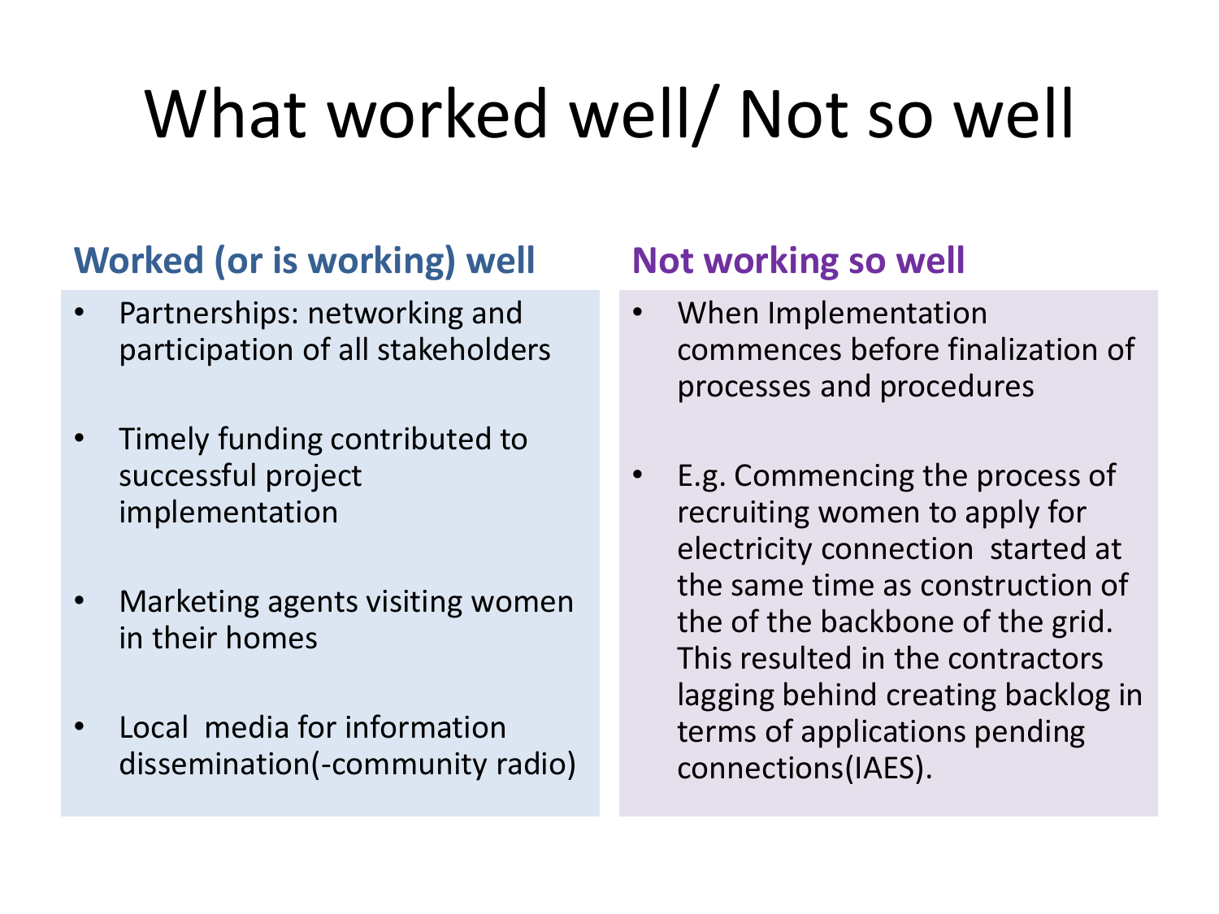# What worked well/ Not so well

## Worked (or is working) well

- Partnerships: networking and participation of all stakeholders
- Timely funding contributed to successful project implementation
- Marketing agents visiting women in their homes
- Local media for information dissemination(-community radio)

## Not working so well

- When Implementation commences before finalization of processes and procedures
- E.g. Commencing the process of recruiting women to apply for electricity connection started at the same time as construction of the of the backbone of the grid. This resulted in the contractors lagging behind creating backlog in terms of applications pending connections(IAES).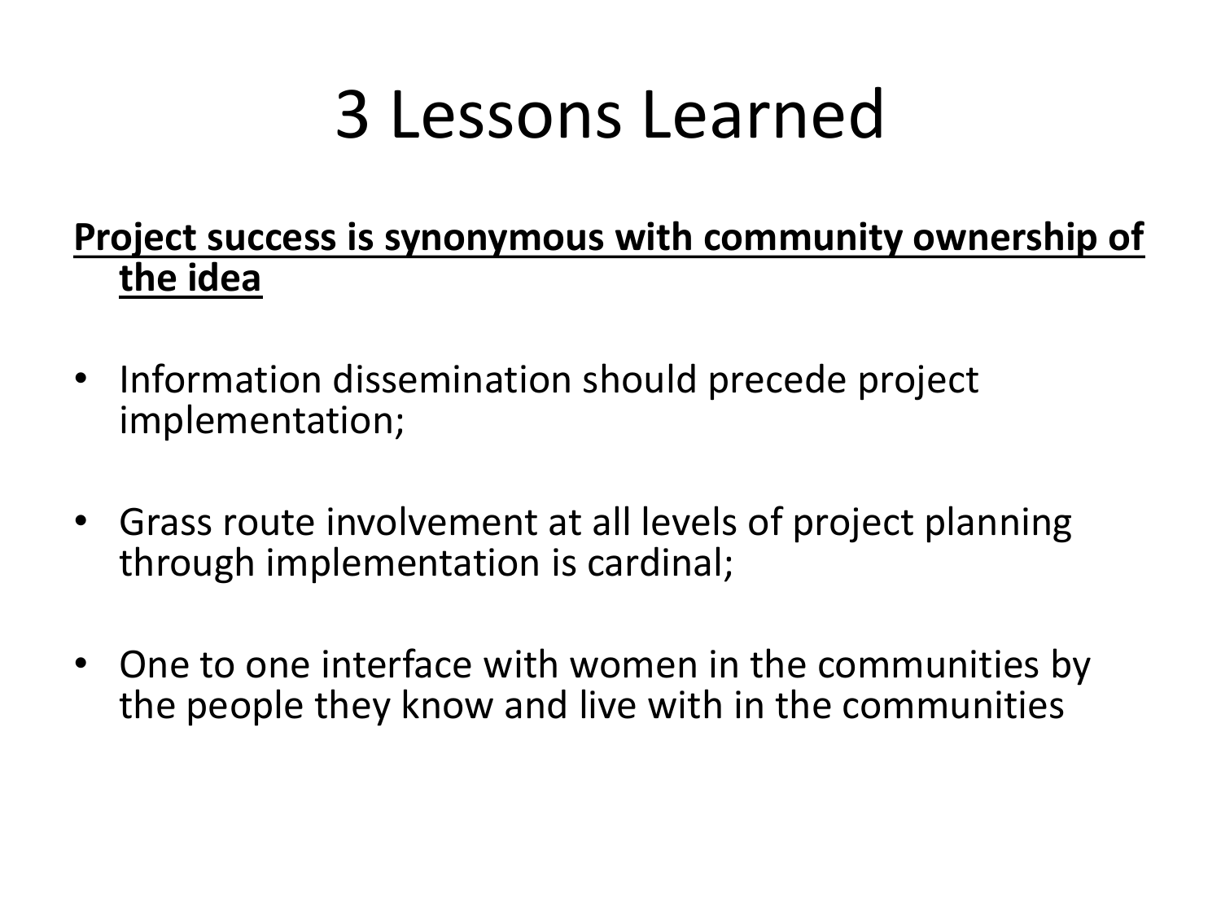# 3 Lessons Learned

**<u>Project success is synonymous with community ownership of the idea</u>**

- Information dissemination should precede project implementation;
- Grass route involvement at all levels of project planning through implementation is cardinal;
- One to one interface with women in the communities by the people they know and live with in the communities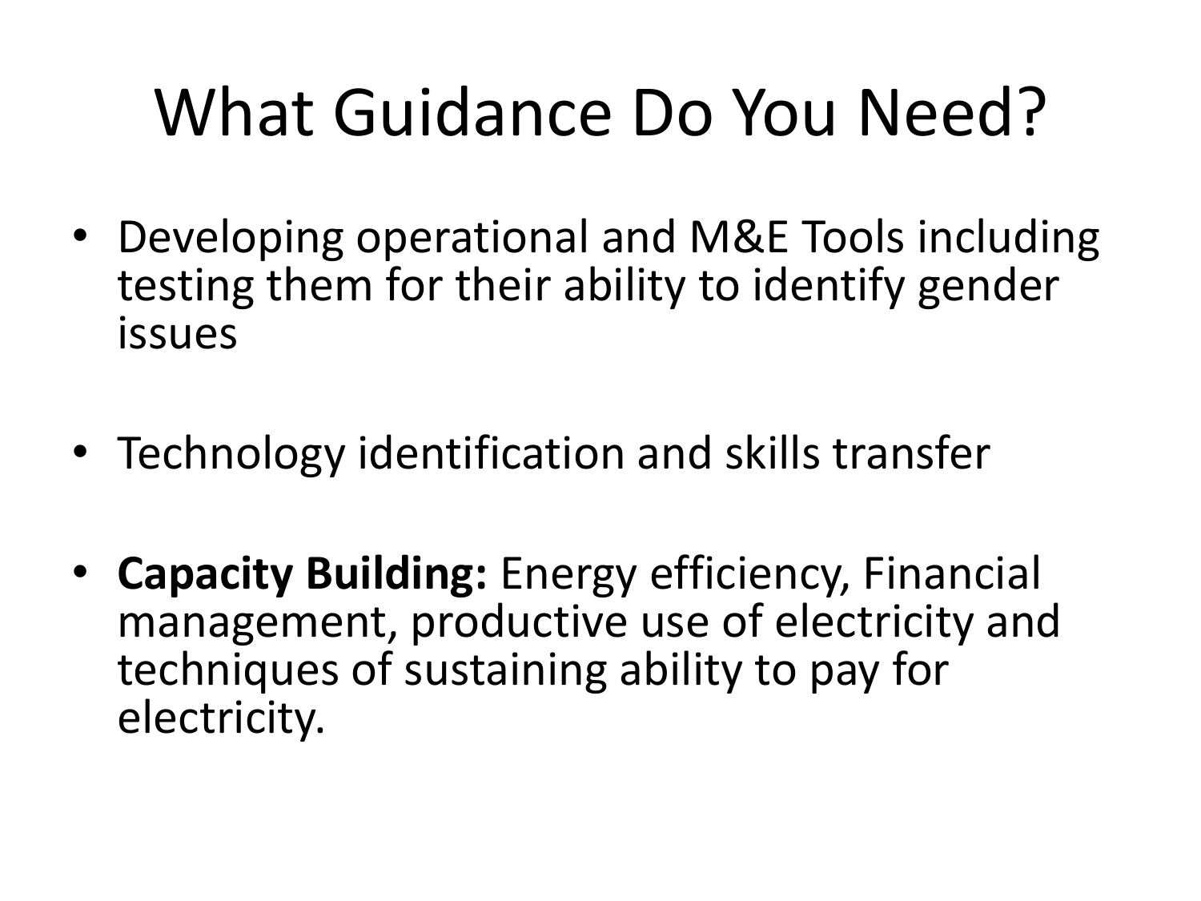# What Guidance Do You Need?

- Developing operational and M&E Tools including testing them for their ability to identify gender issues
- Technology identification and skills transfer
- **Capacity Building:** Energy efficiency, Financial management, productive use of electricity and techniques of sustaining ability to pay for electricity.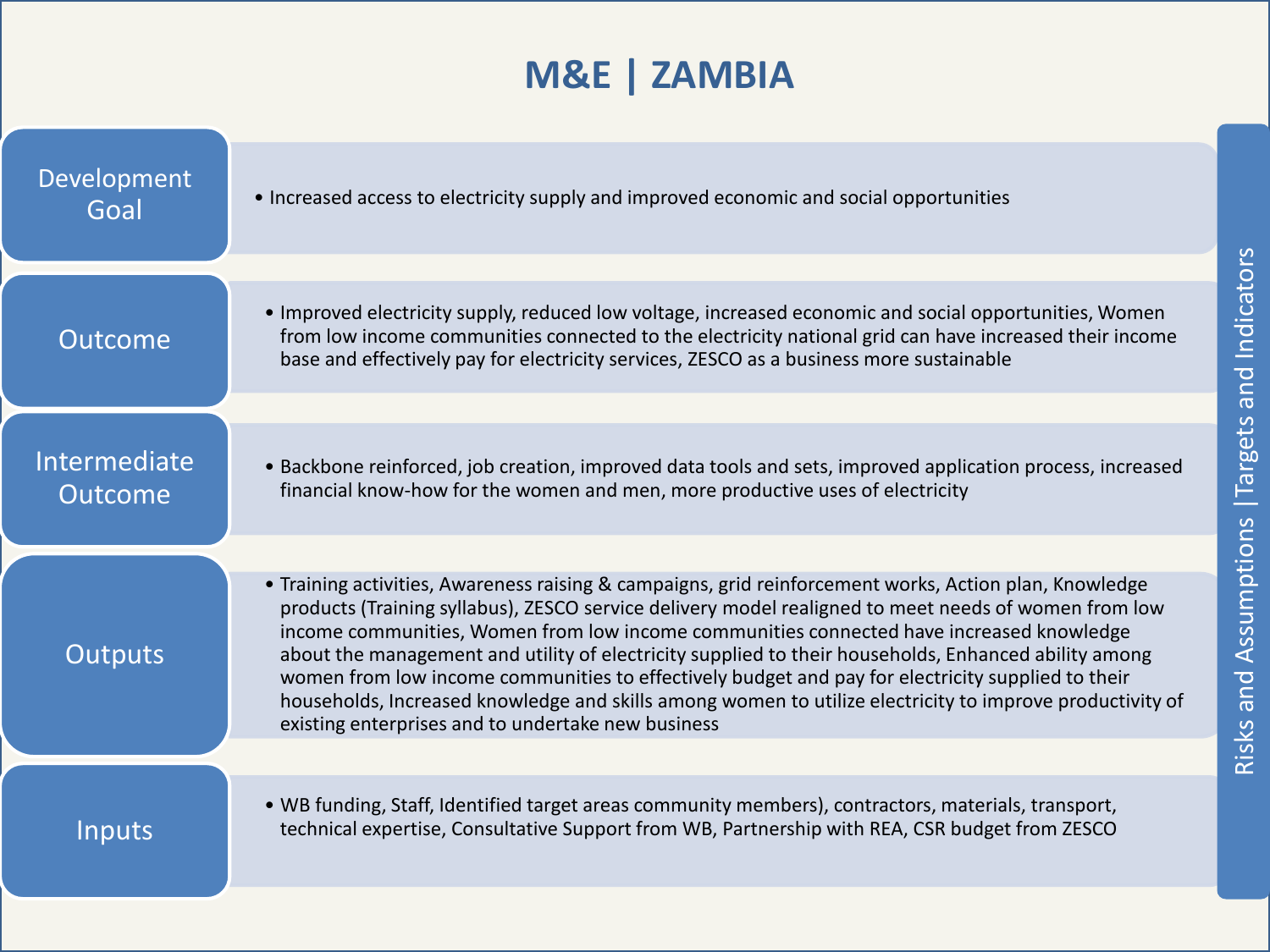# M&E | ZAMBIA

## Development Goal

- Increased access to electricity supply and improved economic and social opportunities

## Outcome

- Improved electricity supply, reduced low voltage, increased economic and social opportunities, Women from low income communities connected to the electricity national grid can have increased their income base and effectively pay for electricity services, ZESCO as a business more sustainable

## Intermediate Outcome

- Backbone reinforced, job creation, improved data tools and sets, improved application process, increased financial know-how for the women and men, more productive uses of electricity

## Outputs

- Training activities, Awareness raising & campaigns, grid reinforcement works, Action plan, Knowledge products (Training syllabus), ZESCO service delivery model realigned to meet needs of women from low income communities, Women from low income communities connected have increased knowledge about the management and utility of electricity supplied to their households, Enhanced ability among women from low income communities to effectively budget and pay for electricity supplied to their households, Increased knowledge and skills among women to utilize electricity to improve productivity of existing enterprises and to undertake new business

## Inputs

- WB funding, Staff, Identified target areas community members), contractors, materials, transport, technical expertise, Consultative Support from WB, Partnership with REA, CSR budget from ZESCO

Risks and Assumptions | Targets and Indicators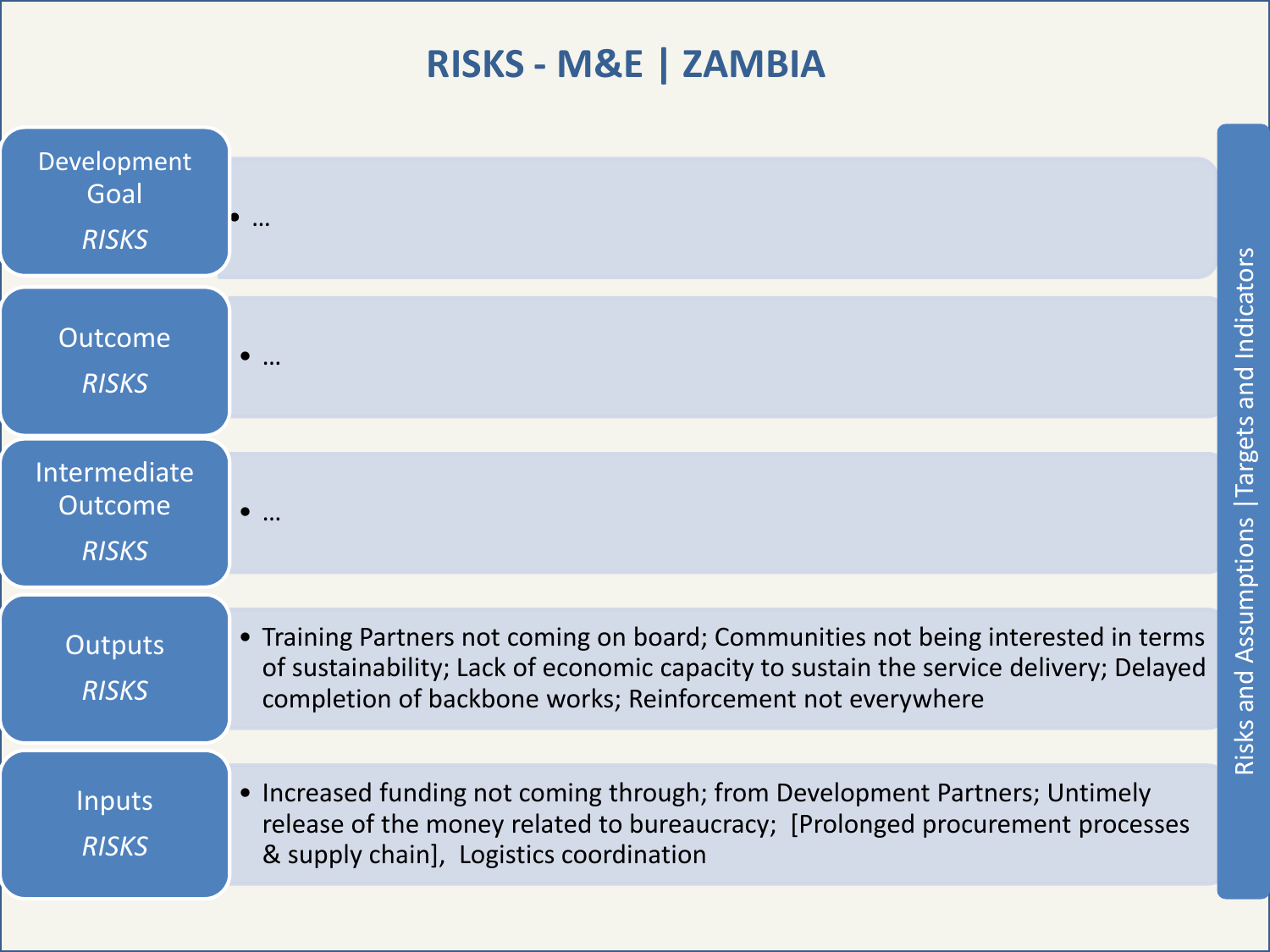# RISKS - M&E | ZAMBIA

| Level | Risks |
| --- | --- |
| Development Goal *RISKS* | • … |
| Outcome *RISKS* | • … |
| Intermediate Outcome *RISKS* | • … |
| Outputs *RISKS* | • Training Partners not coming on board; Communities not being interested in terms of sustainability; Lack of economic capacity to sustain the service delivery; Delayed completion of backbone works; Reinforcement not everywhere |
| Inputs *RISKS* | • Increased funding not coming through; from Development Partners; Untimely release of the money related to bureaucracy; [Prolonged procurement processes & supply chain], Logistics coordination |

Risks and Assumptions | Targets and Indicators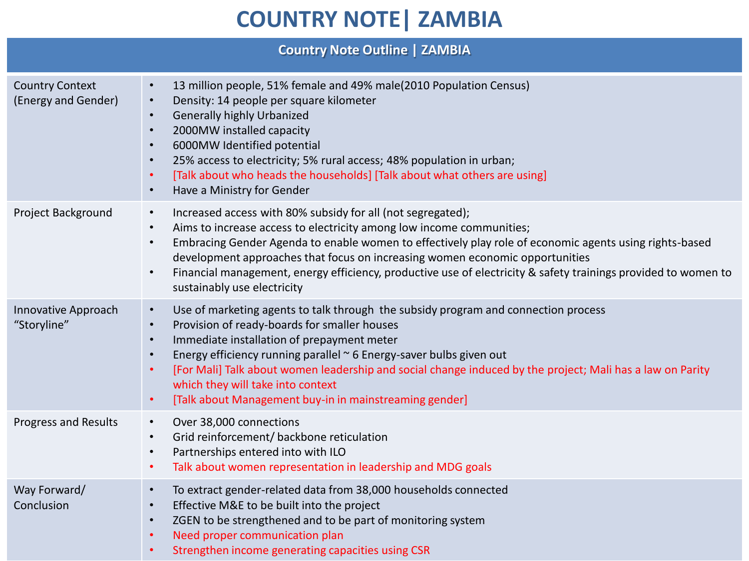# COUNTRY NOTE| ZAMBIA

| Country Note Outline \| ZAMBIA | |
|---|---|
| Country Context (Energy and Gender) | • 13 million people, 51% female and 49% male(2010 Population Census)<br>• Density: 14 people per square kilometer<br>• Generally highly Urbanized<br>• 2000MW installed capacity<br>• 6000MW Identified potential<br>• 25% access to electricity; 5% rural access; 48% population in urban;<br>• [Talk about who heads the households] [Talk about what others are using]<br>• Have a Ministry for Gender |
| Project Background | • Increased access with 80% subsidy for all (not segregated);<br>• Aims to increase access to electricity among low income communities;<br>• Embracing Gender Agenda to enable women to effectively play role of economic agents using rights-based development approaches that focus on increasing women economic opportunities<br>• Financial management, energy efficiency, productive use of electricity & safety trainings provided to women to sustainably use electricity |
| Innovative Approach "Storyline" | • Use of marketing agents to talk through the subsidy program and connection process<br>• Provision of ready-boards for smaller houses<br>• Immediate installation of prepayment meter<br>• Energy efficiency running parallel ~ 6 Energy-saver bulbs given out<br>• [For Mali] Talk about women leadership and social change induced by the project; Mali has a law on Parity which they will take into context<br>• [Talk about Management buy-in in mainstreaming gender] |
| Progress and Results | • Over 38,000 connections<br>• Grid reinforcement/ backbone reticulation<br>• Partnerships entered into with ILO<br>• Talk about women representation in leadership and MDG goals |
| Way Forward/ Conclusion | • To extract gender-related data from 38,000 households connected<br>• Effective M&E to be built into the project<br>• ZGEN to be strengthened and to be part of monitoring system<br>• Need proper communication plan<br>• Strengthen income generating capacities using CSR |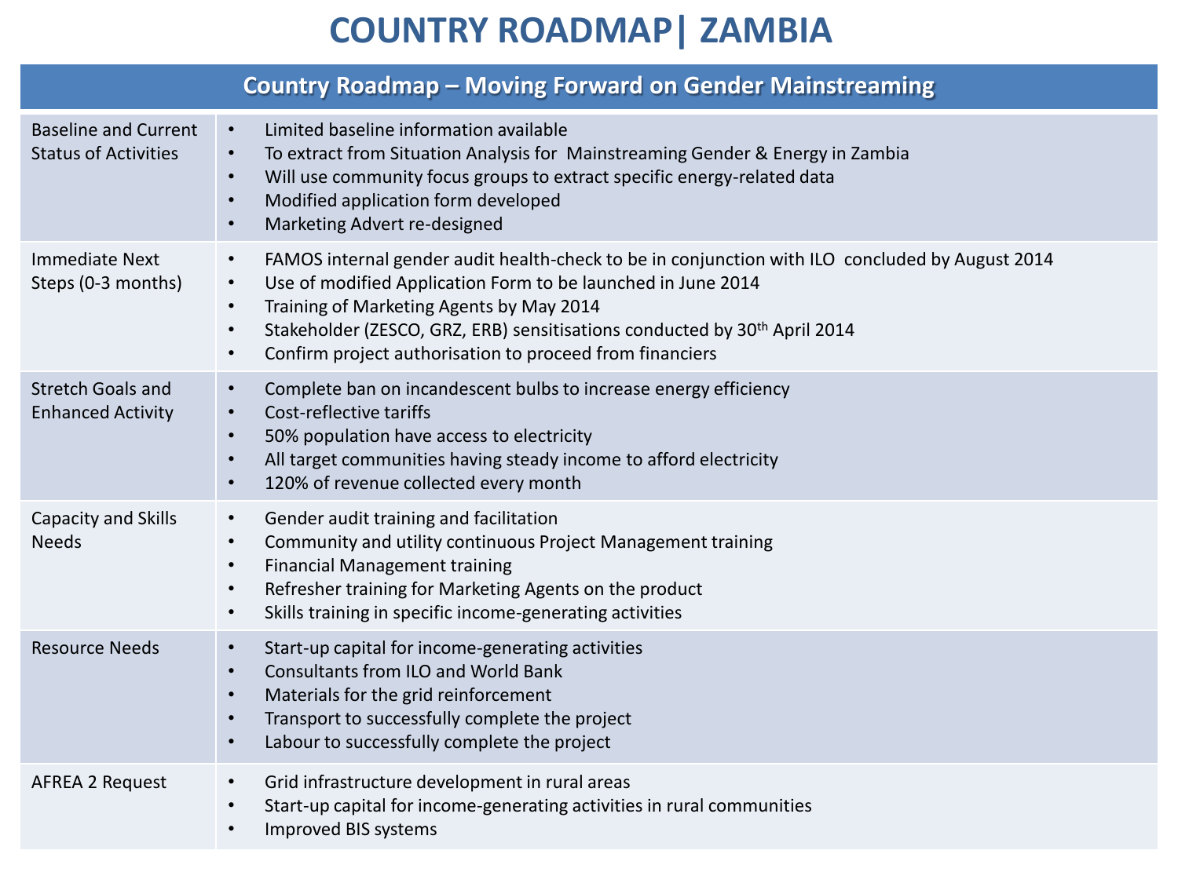# COUNTRY ROADMAP| ZAMBIA

| Country Roadmap – Moving Forward on Gender Mainstreaming | |
|---|---|
| Baseline and Current Status of Activities | • Limited baseline information available<br>• To extract from Situation Analysis for Mainstreaming Gender & Energy in Zambia<br>• Will use community focus groups to extract specific energy-related data<br>• Modified application form developed<br>• Marketing Advert re-designed |
| Immediate Next Steps (0-3 months) | • FAMOS internal gender audit health-check to be in conjunction with ILO concluded by August 2014<br>• Use of modified Application Form to be launched in June 2014<br>• Training of Marketing Agents by May 2014<br>• Stakeholder (ZESCO, GRZ, ERB) sensitisations conducted by 30th April 2014<br>• Confirm project authorisation to proceed from financiers |
| Stretch Goals and Enhanced Activity | • Complete ban on incandescent bulbs to increase energy efficiency<br>• Cost-reflective tariffs<br>• 50% population have access to electricity<br>• All target communities having steady income to afford electricity<br>• 120% of revenue collected every month |
| Capacity and Skills Needs | • Gender audit training and facilitation<br>• Community and utility continuous Project Management training<br>• Financial Management training<br>• Refresher training for Marketing Agents on the product<br>• Skills training in specific income-generating activities |
| Resource Needs | • Start-up capital for income-generating activities<br>• Consultants from ILO and World Bank<br>• Materials for the grid reinforcement<br>• Transport to successfully complete the project<br>• Labour to successfully complete the project |
| AFREA 2 Request | • Grid infrastructure development in rural areas<br>• Start-up capital for income-generating activities in rural communities<br>• Improved BIS systems |